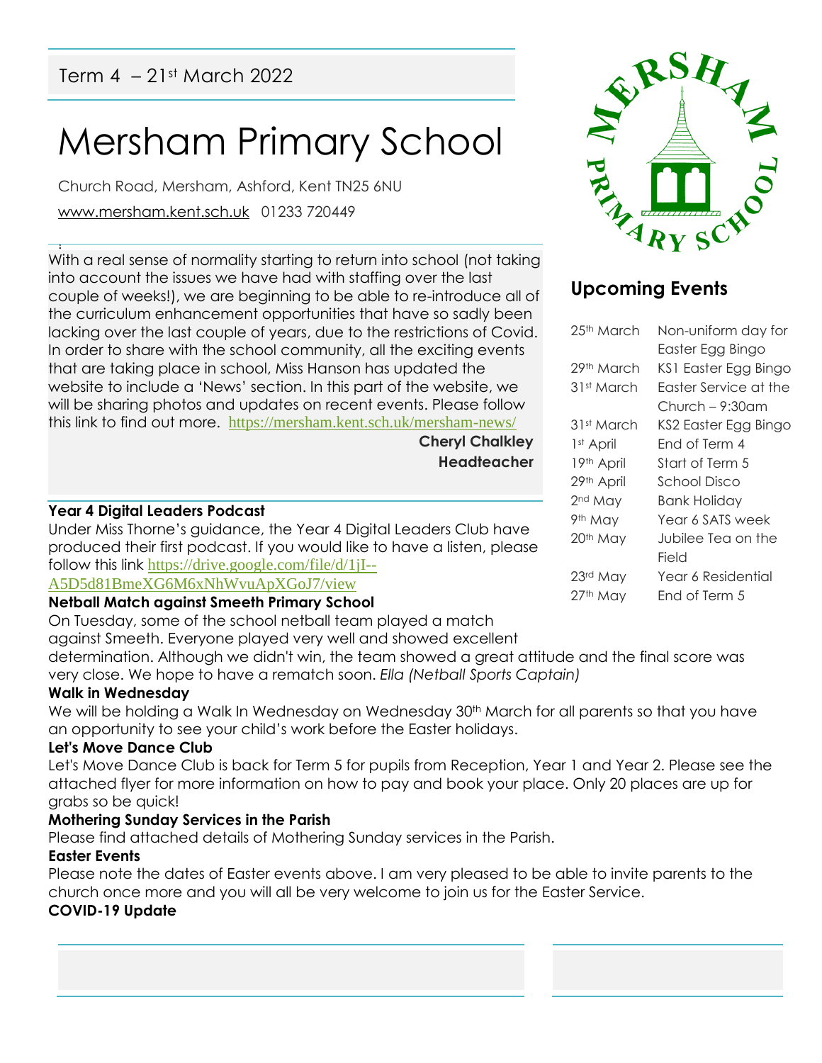Term 4 – 21st March 2022

# Mersham Primary School

Church Road, Mersham, Ashford, Kent TN25 6NU

www.mersham.kent.sch.uk 01233 720449

With a real sense of normality starting to return into school (not taking into account the issues we have had with staffing over the last couple of weeks!), we are beginning to be able to re-introduce all of the curriculum enhancement opportunities that have so sadly been lacking over the last couple of years, due to the restrictions of Covid. In order to share with the school community, all the exciting events that are taking place in school, Miss Hanson has updated the website to include a 'News' section. In this part of the website, we will be sharing photos and updates on recent events. Please follow this link to find out more. https://mersham.kent.sch.uk/mersham-news/

**Cheryl Chalkley**
**Headteacher**

## Upcoming Events

| | |
|---|---|
| 25th March | Non-uniform day for Easter Egg Bingo |
| 29th March | KS1 Easter Egg Bingo |
| 31st March | Easter Service at the Church – 9:30am |
| 31st March | KS2 Easter Egg Bingo |
| 1st April | End of Term 4 |
| 19th April | Start of Term 5 |
| 29th April | School Disco |
| 2nd May | Bank Holiday |
| 9th May | Year 6 SATS week |
| 20th May | Jubilee Tea on the Field |
| 23rd May | Year 6 Residential |
| 27th May | End of Term 5 |

**Year 4 Digital Leaders Podcast**

Under Miss Thorne's guidance, the Year 4 Digital Leaders Club have produced their first podcast. If you would like to have a listen, please follow this link https://drive.google.com/file/d/1jI--A5D5d81BmeXG6M6xNhWvuApXGoJ7/view

**Netball Match against Smeeth Primary School**

On Tuesday, some of the school netball team played a match against Smeeth. Everyone played very well and showed excellent determination. Although we didn't win, the team showed a great attitude and the final score was very close. We hope to have a rematch soon. *Ella (Netball Sports Captain)*

**Walk in Wednesday**

We will be holding a Walk In Wednesday on Wednesday 30th March for all parents so that you have an opportunity to see your child's work before the Easter holidays.

**Let's Move Dance Club**

Let's Move Dance Club is back for Term 5 for pupils from Reception, Year 1 and Year 2. Please see the attached flyer for more information on how to pay and book your place. Only 20 places are up for grabs so be quick!

**Mothering Sunday Services in the Parish**

Please find attached details of Mothering Sunday services in the Parish.

**Easter Events**

Please note the dates of Easter events above. I am very pleased to be able to invite parents to the church once more and you will all be very welcome to join us for the Easter Service.

**COVID-19 Update**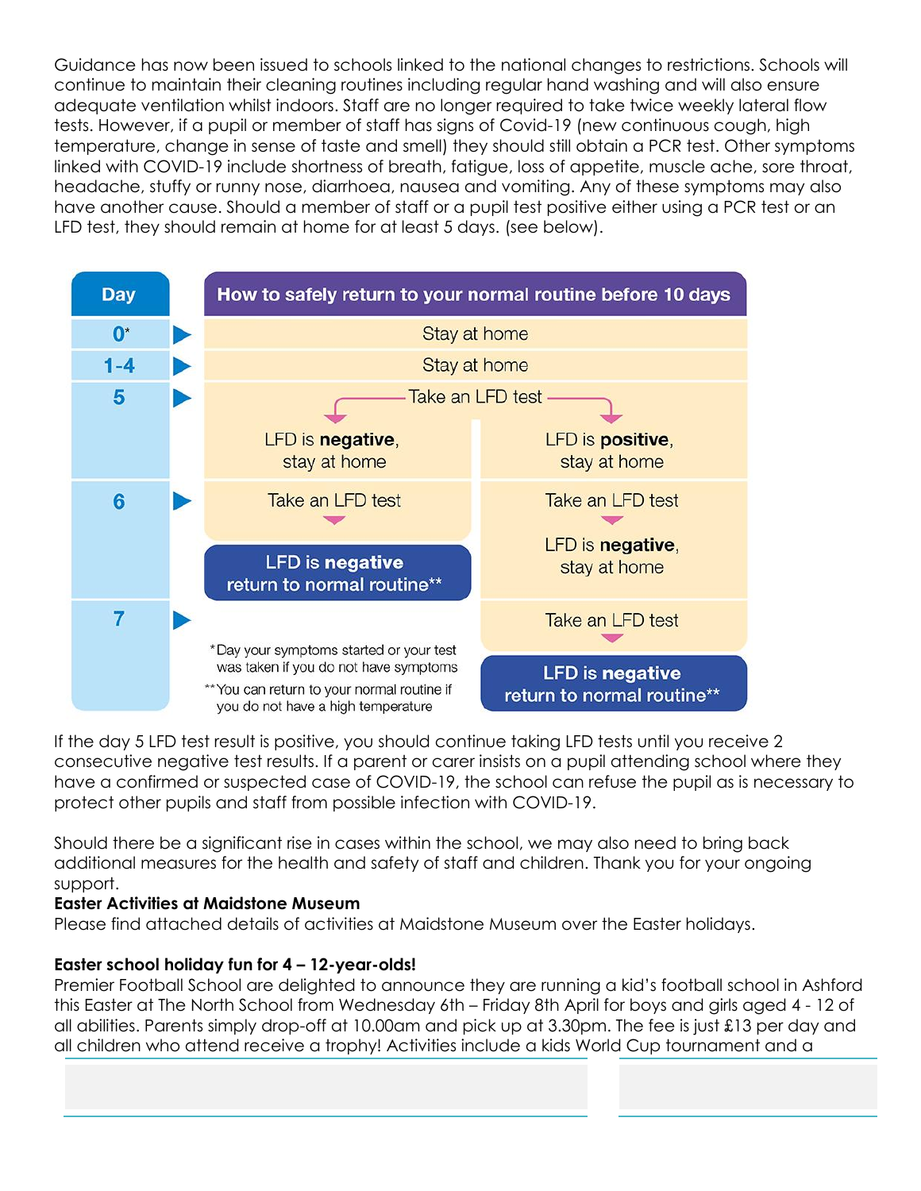Guidance has now been issued to schools linked to the national changes to restrictions. Schools will continue to maintain their cleaning routines including regular hand washing and will also ensure adequate ventilation whilst indoors. Staff are no longer required to take twice weekly lateral flow tests. However, if a pupil or member of staff has signs of Covid-19 (new continuous cough, high temperature, change in sense of taste and smell) they should still obtain a PCR test. Other symptoms linked with COVID-19 include shortness of breath, fatigue, loss of appetite, muscle ache, sore throat, headache, stuffy or runny nose, diarrhoea, nausea and vomiting. Any of these symptoms may also have another cause. Should a member of staff or a pupil test positive either using a PCR test or an LFD test, they should remain at home for at least 5 days. (see below).

| Day | How to safely return to your normal routine before 10 days | |
|---|---|---|
| 0* | Stay at home | |
| 1-4 | Stay at home | |
| 5 | Take an LFD test → LFD is **negative**, stay at home | Take an LFD test → LFD is **positive**, stay at home |
| 6 | Take an LFD test → **LFD is negative return to normal routine**** | Take an LFD test → LFD is **negative**, stay at home |
| 7 | | Take an LFD test → **LFD is negative return to normal routine**** |

*Day your symptoms started or your test was taken if you do not have symptoms

**You can return to your normal routine if you do not have a high temperature

If the day 5 LFD test result is positive, you should continue taking LFD tests until you receive 2 consecutive negative test results. If a parent or carer insists on a pupil attending school where they have a confirmed or suspected case of COVID-19, the school can refuse the pupil as is necessary to protect other pupils and staff from possible infection with COVID-19.

Should there be a significant rise in cases within the school, we may also need to bring back additional measures for the health and safety of staff and children. Thank you for your ongoing support.

**Easter Activities at Maidstone Museum**

Please find attached details of activities at Maidstone Museum over the Easter holidays.

**Easter school holiday fun for 4 – 12-year-olds!**

Premier Football School are delighted to announce they are running a kid's football school in Ashford this Easter at The North School from Wednesday 6th – Friday 8th April for boys and girls aged 4 - 12 of all abilities. Parents simply drop-off at 10.00am and pick up at 3.30pm. The fee is just £13 per day and all children who attend receive a trophy! Activities include a kids World Cup tournament and a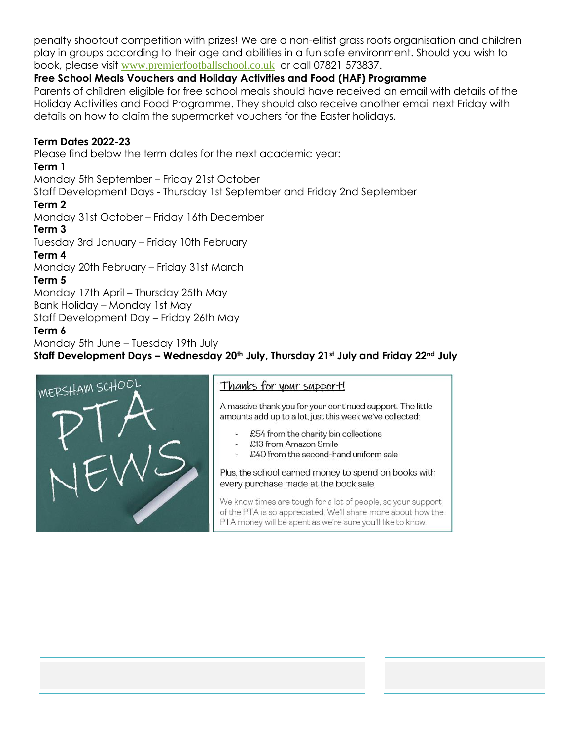penalty shootout competition with prizes! We are a non-elitist grass roots organisation and children play in groups according to their age and abilities in a fun safe environment. Should you wish to book, please visit www.premierfootballschool.co.uk or call 07821 573837.

**Free School Meals Vouchers and Holiday Activities and Food (HAF) Programme**

Parents of children eligible for free school meals should have received an email with details of the Holiday Activities and Food Programme. They should also receive another email next Friday with details on how to claim the supermarket vouchers for the Easter holidays.

**Term Dates 2022-23**

Please find below the term dates for the next academic year:

**Term 1**

Monday 5th September – Friday 21st October

Staff Development Days - Thursday 1st September and Friday 2nd September

**Term 2**

Monday 31st October – Friday 16th December

**Term 3**

Tuesday 3rd January – Friday 10th February

**Term 4**

Monday 20th February – Friday 31st March

**Term 5**

Monday 17th April – Thursday 25th May

Bank Holiday – Monday 1st May

Staff Development Day – Friday 26th May

**Term 6**

Monday 5th June – Tuesday 19th July

**Staff Development Days – Wednesday 20th July, Thursday 21st July and Friday 22nd July**

MERSHAM SCHOOL PTA NEWS

Thanks for your support!

A massive thank you for your continued support. The little amounts add up to a lot, just this week we've collected:

- £54 from the charity bin collections
- £13 from Amazon Smile
- £40 from the second-hand uniform sale

Plus, the school earned money to spend on books with every purchase made at the book sale

We know times are tough for a lot of people, so your support of the PTA is so appreciated. We'll share more about how the PTA money will be spent as we're sure you'll like to know.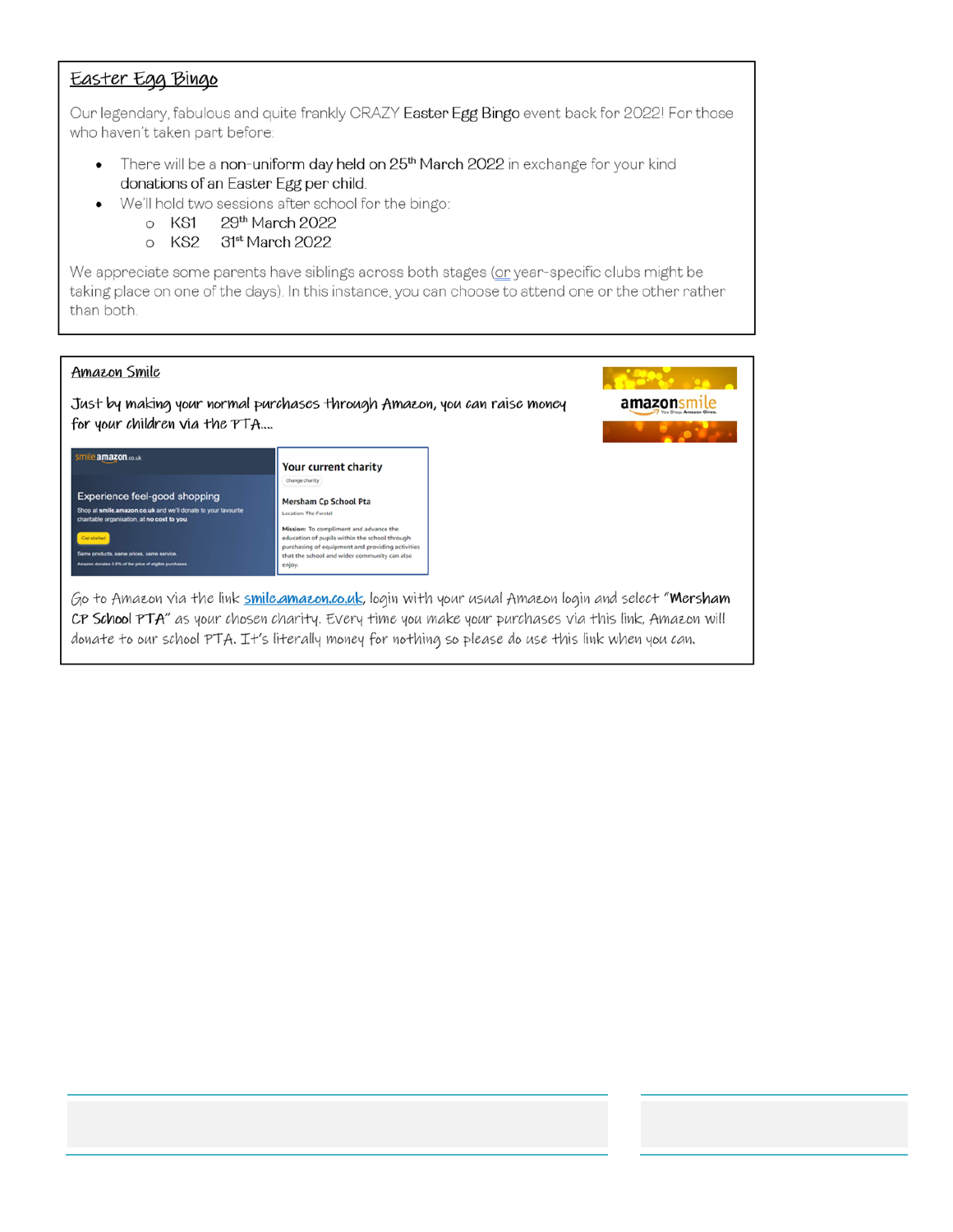## Easter Egg Bingo

Our legendary, fabulous and quite frankly CRAZY **Easter Egg Bingo** event back for 2022! For those who haven't taken part before.

- There will be a **non-uniform day held on 25th March 2022** in exchange for your kind **donations of an Easter Egg per child**.
- We'll hold two sessions after school for the bingo:
  - KS1 29th March 2022
  - KS2 31st March 2022

We appreciate some parents have siblings across both stages (or year-specific clubs might be taking place on one of the days). In this instance, you can choose to attend one or the other rather than both.

## Amazon Smile

**Just by making your normal purchases through Amazon, you can raise money for your children via the PTA....**

Go to Amazon via the link [smile.amazon.co.uk](smile.amazon.co.uk), login with your usual Amazon login and select "**Mersham CP School PTA**" as your chosen charity. Every time you make your purchases via this link, Amazon will donate to our school PTA. It's literally money for nothing so please do use this link when you can.